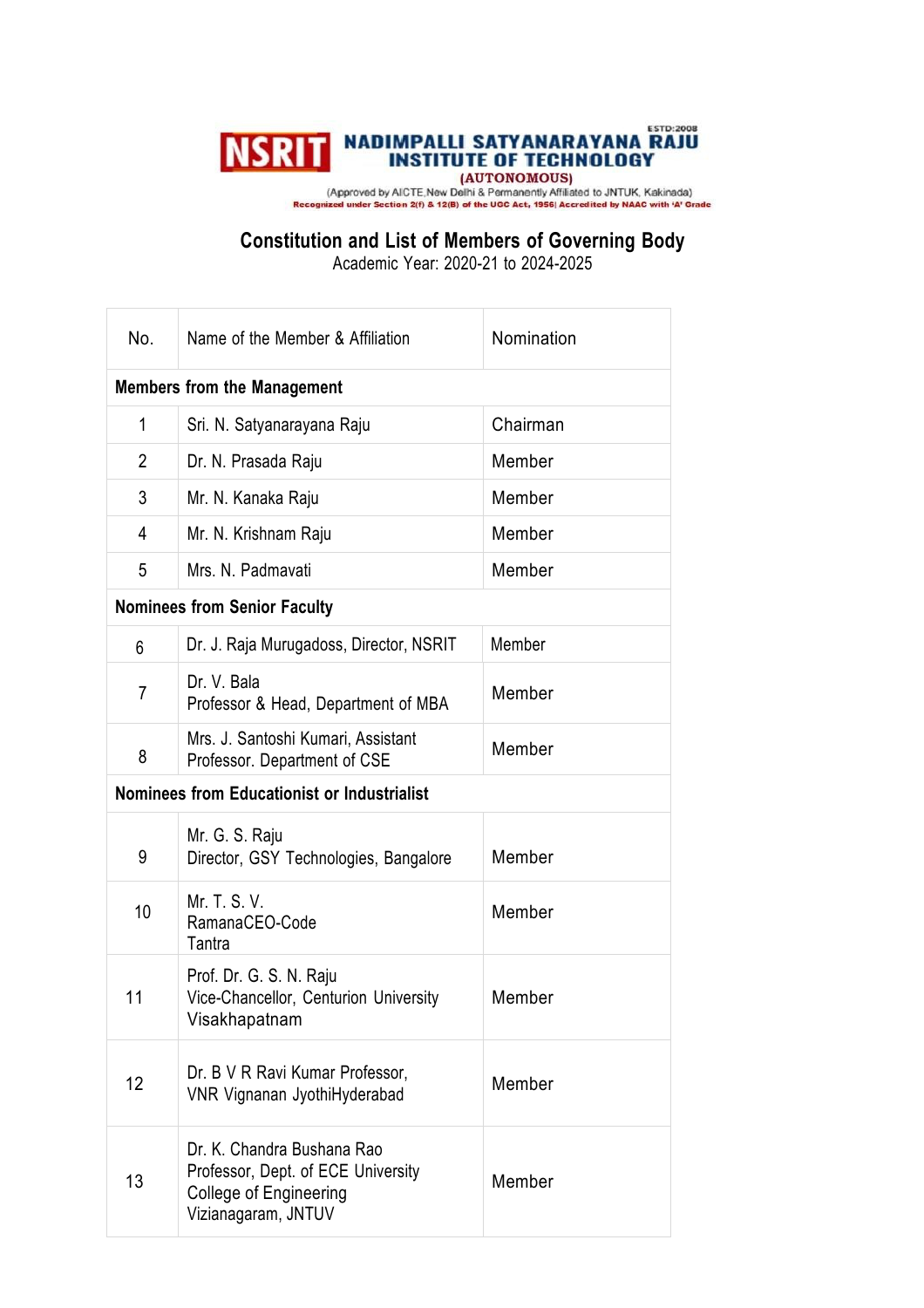ESTD:2008

**NSRIT NADIMPALLI SATYANARAYANA RAJU INSTITUTE OF TECHNOLOGY**

**(AUTONOMOUS)**

(Approved by AICTE,New Delhi & Permanently Affiliated to JNTUK, Kakinada)

**Recognized under Section 2(f) & 12(B) of the UGC Act, 1956| Accredited by NAAC with 'A' Grade**

## Constitution and List of Members of Governing Body

Academic Year: 2020-21 to 2024-2025

| No. | Name of the Member & Affiliation | Nomination |
|---|---|---|
| **Members from the Management** | | |
| 1 | Sri. N. Satyanarayana Raju | Chairman |
| 2 | Dr. N. Prasada Raju | Member |
| 3 | Mr. N. Kanaka Raju | Member |
| 4 | Mr. N. Krishnam Raju | Member |
| 5 | Mrs. N. Padmavati | Member |
| **Nominees from Senior Faculty** | | |
| 6 | Dr. J. Raja Murugadoss, Director, NSRIT | Member |
| 7 | Dr. V. Bala<br>Professor & Head, Department of MBA | Member |
| 8 | Mrs. J. Santoshi Kumari, Assistant Professor. Department of CSE | Member |
| **Nominees from Educationist or Industrialist** | | |
| 9 | Mr. G. S. Raju<br>Director, GSY Technologies, Bangalore | Member |
| 10 | Mr. T. S. V. RamanaCEO-Code Tantra | Member |
| 11 | Prof. Dr. G. S. N. Raju<br>Vice-Chancellor, Centurion University Visakhapatnam | Member |
| 12 | Dr. B V R Ravi Kumar Professor, VNR Vignanan JyothiHyderabad | Member |
| 13 | Dr. K. Chandra Bushana Rao<br>Professor, Dept. of ECE University College of Engineering Vizianagaram, JNTUV | Member |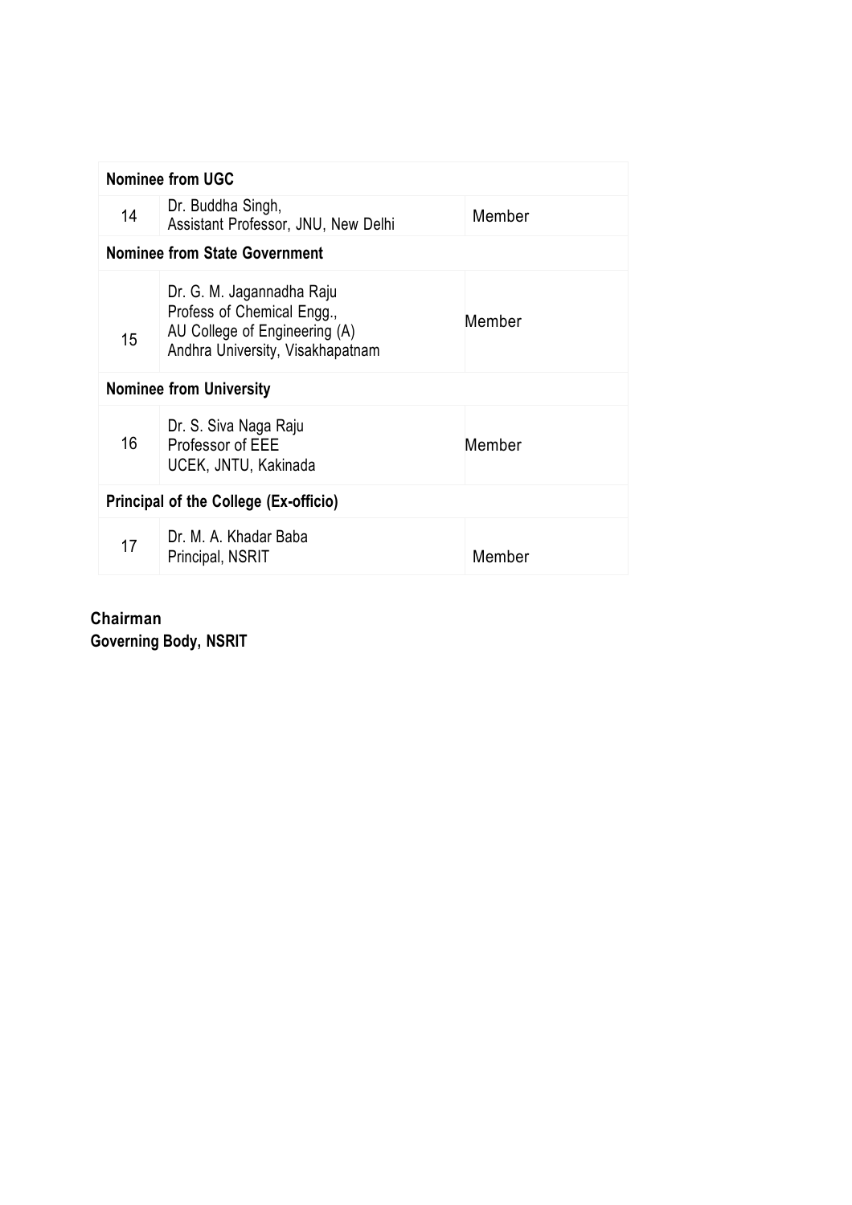| | | |
|---|---|---|
| **Nominee from UGC** | | |
| 14 | Dr. Buddha Singh,<br>Assistant Professor, JNU, New Delhi | Member |
| **Nominee from State Government** | | |
| 15 | Dr. G. M. Jagannadha Raju<br>Profess of Chemical Engg.,<br>AU College of Engineering (A)<br>Andhra University, Visakhapatnam | Member |
| **Nominee from University** | | |
| 16 | Dr. S. Siva Naga Raju<br>Professor of EEE<br>UCEK, JNTU, Kakinada | Member |
| **Principal of the College (Ex-officio)** | | |
| 17 | Dr. M. A. Khadar Baba<br>Principal, NSRIT | Member |

**Chairman**
**Governing Body, NSRIT**